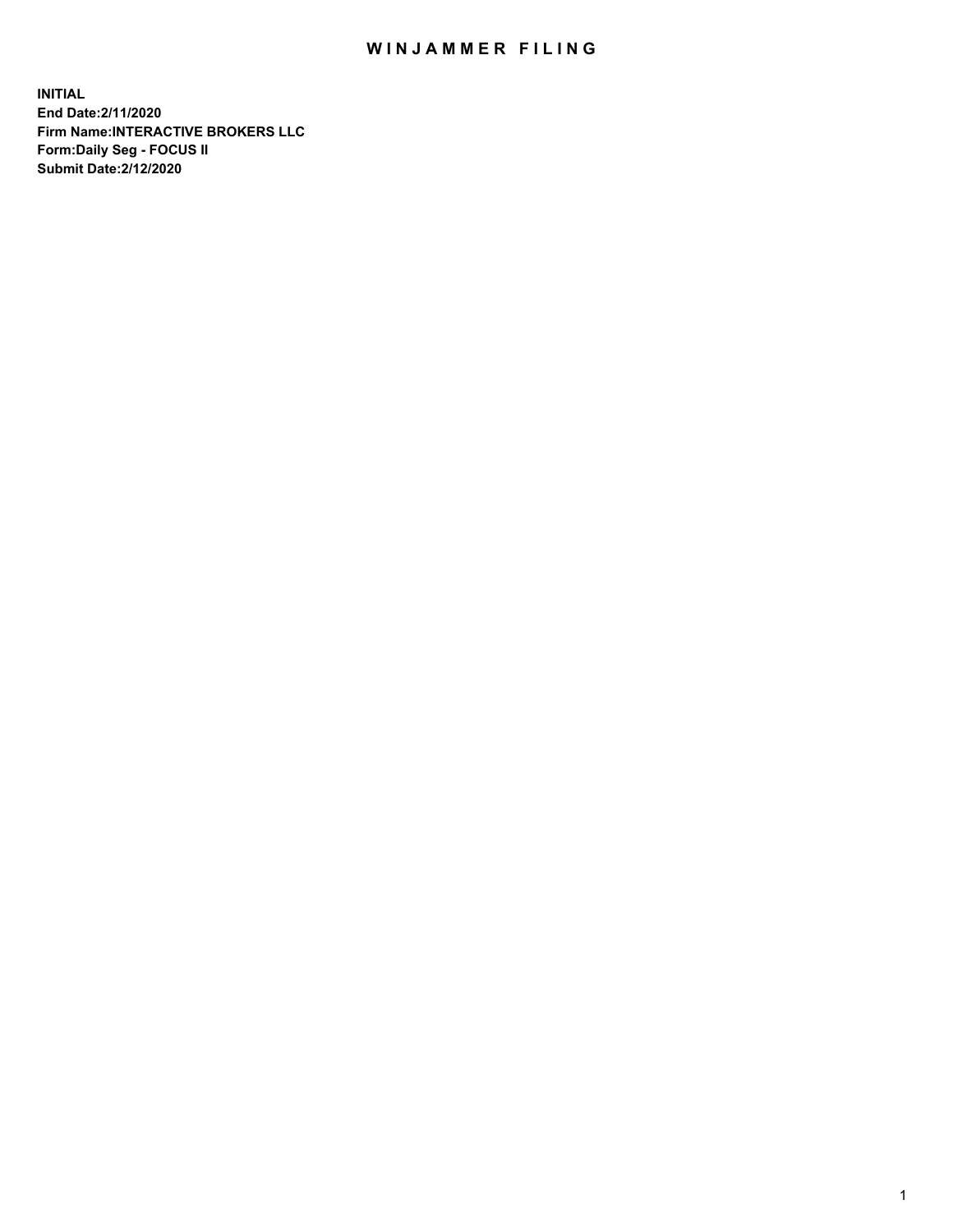# WINJAMMER FILING

**INITIAL**
**End Date:2/11/2020**
**Firm Name:INTERACTIVE BROKERS LLC**
**Form:Daily Seg - FOCUS II**
**Submit Date:2/12/2020**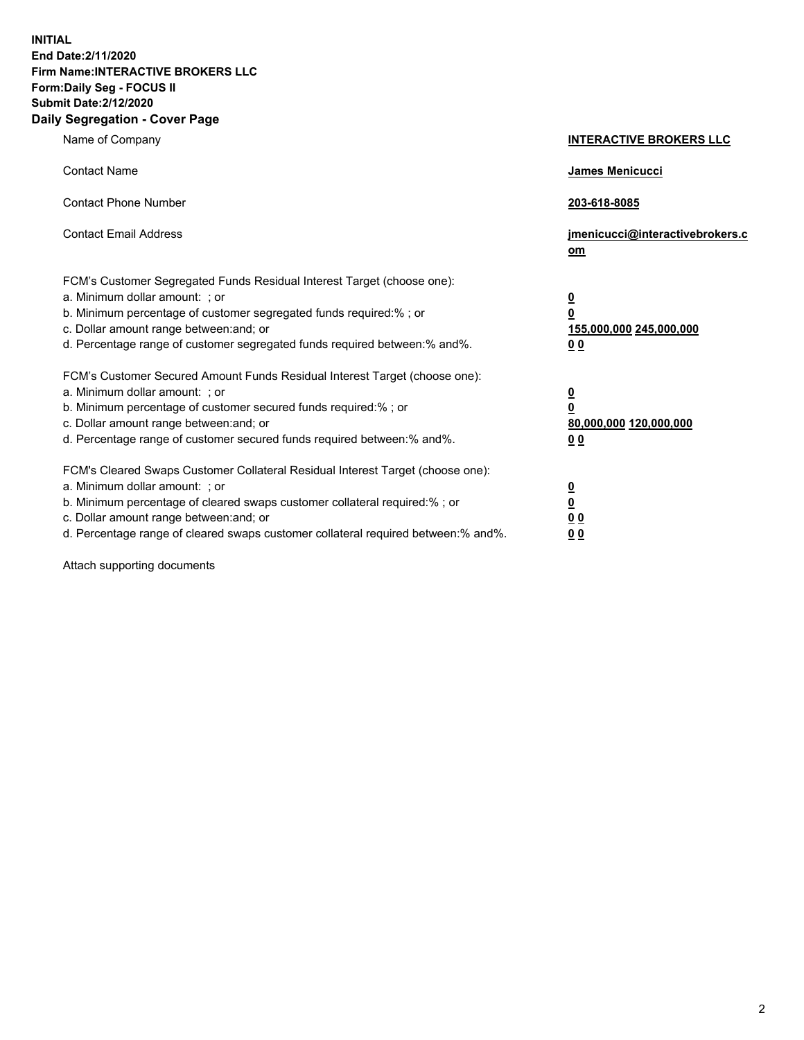**INITIAL**
**End Date:2/11/2020**
**Firm Name:INTERACTIVE BROKERS LLC**
**Form:Daily Seg - FOCUS II**
**Submit Date:2/12/2020**
**Daily Segregation - Cover Page**

| | |
|---|---|
| Name of Company | **INTERACTIVE BROKERS LLC** |
| Contact Name | **James Menicucci** |
| Contact Phone Number | **203-618-8085** |
| Contact Email Address | **jmenicucci@interactivebrokers.com** |
| FCM's Customer Segregated Funds Residual Interest Target (choose one): | |
| a. Minimum dollar amount: ; or | **0** |
| b. Minimum percentage of customer segregated funds required:% ; or | **0** |
| c. Dollar amount range between:and; or | **155,000,000 245,000,000** |
| d. Percentage range of customer segregated funds required between:% and%. | **0 0** |
| FCM's Customer Secured Amount Funds Residual Interest Target (choose one): | |
| a. Minimum dollar amount: ; or | **0** |
| b. Minimum percentage of customer secured funds required:% ; or | **0** |
| c. Dollar amount range between:and; or | **80,000,000 120,000,000** |
| d. Percentage range of customer secured funds required between:% and%. | **0 0** |
| FCM's Cleared Swaps Customer Collateral Residual Interest Target (choose one): | |
| a. Minimum dollar amount: ; or | **0** |
| b. Minimum percentage of cleared swaps customer collateral required:% ; or | **0** |
| c. Dollar amount range between:and; or | **0 0** |
| d. Percentage range of cleared swaps customer collateral required between:% and%. | **0 0** |

Attach supporting documents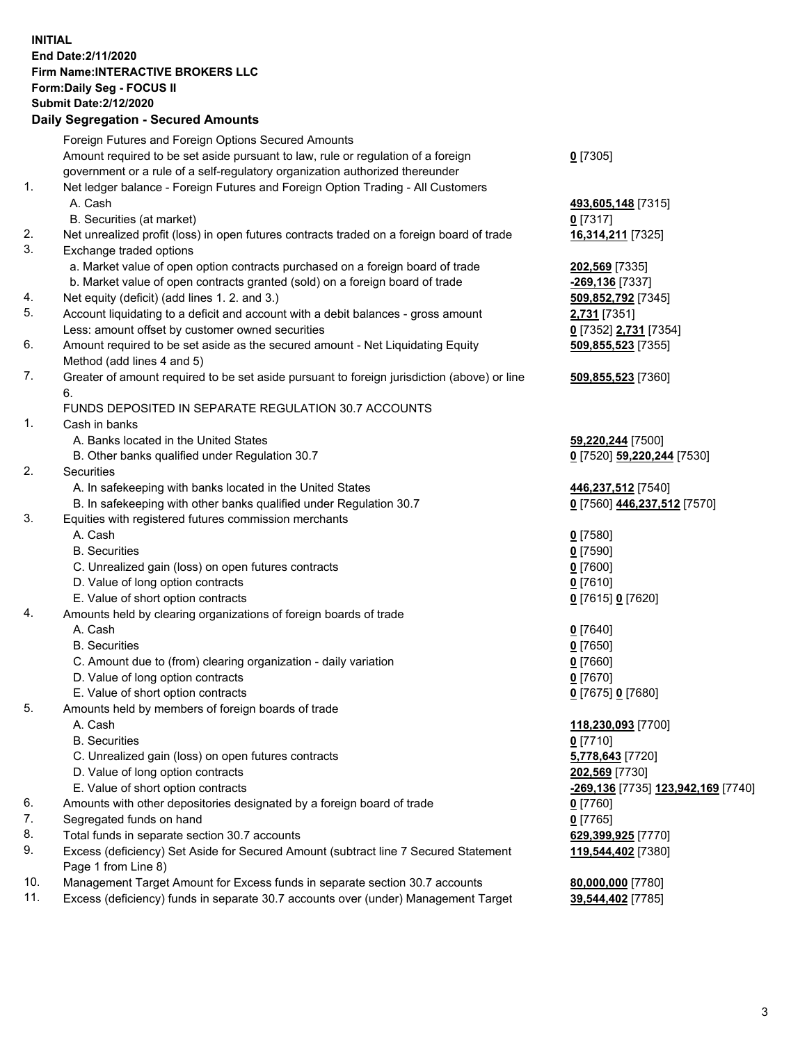**INITIAL**
**End Date:2/11/2020**
**Firm Name:INTERACTIVE BROKERS LLC**
**Form:Daily Seg - FOCUS II**
**Submit Date:2/12/2020**

## Daily Segregation - Secured Amounts

| | | |
|---|---|---|
| | Foreign Futures and Foreign Options Secured Amounts | |
| | Amount required to be set aside pursuant to law, rule or regulation of a foreign government or a rule of a self-regulatory organization authorized thereunder | **0** [7305] |
| 1. | Net ledger balance - Foreign Futures and Foreign Option Trading - All Customers | |
| | A. Cash | **493,605,148** [7315] |
| | B. Securities (at market) | **0** [7317] |
| 2. | Net unrealized profit (loss) in open futures contracts traded on a foreign board of trade | **16,314,211** [7325] |
| 3. | Exchange traded options | |
| | a. Market value of open option contracts purchased on a foreign board of trade | **202,569** [7335] |
| | b. Market value of open contracts granted (sold) on a foreign board of trade | **-269,136** [7337] |
| 4. | Net equity (deficit) (add lines 1. 2. and 3.) | **509,852,792** [7345] |
| 5. | Account liquidating to a deficit and account with a debit balances - gross amount | **2,731** [7351] |
| | Less: amount offset by customer owned securities | **0** [7352] **2,731** [7354] |
| 6. | Amount required to be set aside as the secured amount - Net Liquidating Equity Method (add lines 4 and 5) | **509,855,523** [7355] |
| 7. | Greater of amount required to be set aside pursuant to foreign jurisdiction (above) or line 6. | **509,855,523** [7360] |
| | FUNDS DEPOSITED IN SEPARATE REGULATION 30.7 ACCOUNTS | |
| 1. | Cash in banks | |
| | A. Banks located in the United States | **59,220,244** [7500] |
| | B. Other banks qualified under Regulation 30.7 | **0** [7520] **59,220,244** [7530] |
| 2. | Securities | |
| | A. In safekeeping with banks located in the United States | **446,237,512** [7540] |
| | B. In safekeeping with other banks qualified under Regulation 30.7 | **0** [7560] **446,237,512** [7570] |
| 3. | Equities with registered futures commission merchants | |
| | A. Cash | **0** [7580] |
| | B. Securities | **0** [7590] |
| | C. Unrealized gain (loss) on open futures contracts | **0** [7600] |
| | D. Value of long option contracts | **0** [7610] |
| | E. Value of short option contracts | **0** [7615] **0** [7620] |
| 4. | Amounts held by clearing organizations of foreign boards of trade | |
| | A. Cash | **0** [7640] |
| | B. Securities | **0** [7650] |
| | C. Amount due to (from) clearing organization - daily variation | **0** [7660] |
| | D. Value of long option contracts | **0** [7670] |
| | E. Value of short option contracts | **0** [7675] **0** [7680] |
| 5. | Amounts held by members of foreign boards of trade | |
| | A. Cash | **118,230,093** [7700] |
| | B. Securities | **0** [7710] |
| | C. Unrealized gain (loss) on open futures contracts | **5,778,643** [7720] |
| | D. Value of long option contracts | **202,569** [7730] |
| | E. Value of short option contracts | **-269,136** [7735] **123,942,169** [7740] |
| 6. | Amounts with other depositories designated by a foreign board of trade | **0** [7760] |
| 7. | Segregated funds on hand | **0** [7765] |
| 8. | Total funds in separate section 30.7 accounts | **629,399,925** [7770] |
| 9. | Excess (deficiency) Set Aside for Secured Amount (subtract line 7 Secured Statement Page 1 from Line 8) | **119,544,402** [7380] |
| 10. | Management Target Amount for Excess funds in separate section 30.7 accounts | **80,000,000** [7780] |
| 11. | Excess (deficiency) funds in separate 30.7 accounts over (under) Management Target | **39,544,402** [7785] |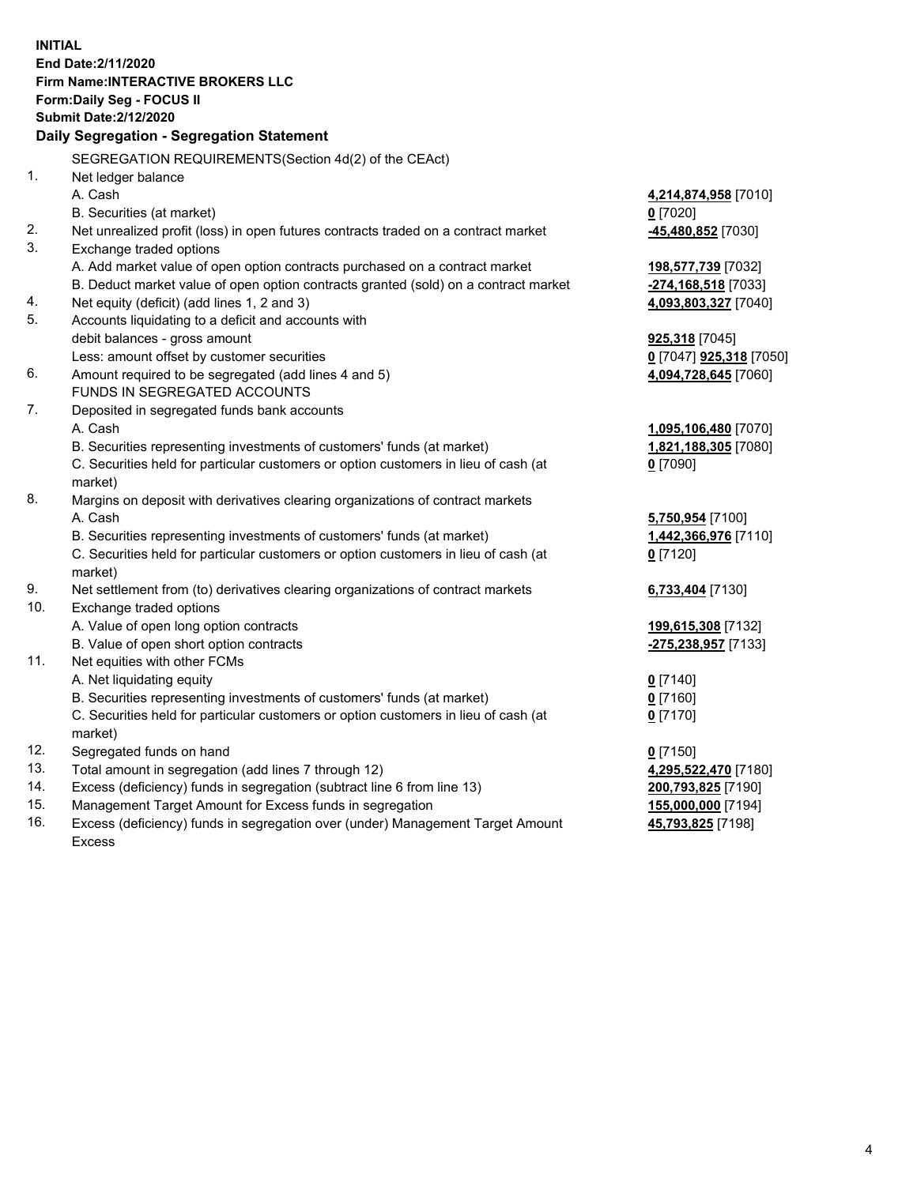**INITIAL**
**End Date:2/11/2020**
**Firm Name:INTERACTIVE BROKERS LLC**
**Form:Daily Seg - FOCUS II**
**Submit Date:2/12/2020**

**Daily Segregation - Segregation Statement**

SEGREGATION REQUIREMENTS(Section 4d(2) of the CEAct)

| | | |
|---|---|---|
| 1. | Net ledger balance | |
| | A. Cash | **4,214,874,958** [7010] |
| | B. Securities (at market) | **0** [7020] |
| 2. | Net unrealized profit (loss) in open futures contracts traded on a contract market | **-45,480,852** [7030] |
| 3. | Exchange traded options | |
| | A. Add market value of open option contracts purchased on a contract market | **198,577,739** [7032] |
| | B. Deduct market value of open option contracts granted (sold) on a contract market | **-274,168,518** [7033] |
| 4. | Net equity (deficit) (add lines 1, 2 and 3) | **4,093,803,327** [7040] |
| 5. | Accounts liquidating to a deficit and accounts with debit balances - gross amount | **925,318** [7045] |
| | Less: amount offset by customer securities | **0** [7047] **925,318** [7050] |
| 6. | Amount required to be segregated (add lines 4 and 5) | **4,094,728,645** [7060] |
| | FUNDS IN SEGREGATED ACCOUNTS | |
| 7. | Deposited in segregated funds bank accounts | |
| | A. Cash | **1,095,106,480** [7070] |
| | B. Securities representing investments of customers' funds (at market) | **1,821,188,305** [7080] |
| | C. Securities held for particular customers or option customers in lieu of cash (at market) | **0** [7090] |
| 8. | Margins on deposit with derivatives clearing organizations of contract markets | |
| | A. Cash | **5,750,954** [7100] |
| | B. Securities representing investments of customers' funds (at market) | **1,442,366,976** [7110] |
| | C. Securities held for particular customers or option customers in lieu of cash (at market) | **0** [7120] |
| 9. | Net settlement from (to) derivatives clearing organizations of contract markets | **6,733,404** [7130] |
| 10. | Exchange traded options | |
| | A. Value of open long option contracts | **199,615,308** [7132] |
| | B. Value of open short option contracts | **-275,238,957** [7133] |
| 11. | Net equities with other FCMs | |
| | A. Net liquidating equity | **0** [7140] |
| | B. Securities representing investments of customers' funds (at market) | **0** [7160] |
| | C. Securities held for particular customers or option customers in lieu of cash (at market) | **0** [7170] |
| 12. | Segregated funds on hand | **0** [7150] |
| 13. | Total amount in segregation (add lines 7 through 12) | **4,295,522,470** [7180] |
| 14. | Excess (deficiency) funds in segregation (subtract line 6 from line 13) | **200,793,825** [7190] |
| 15. | Management Target Amount for Excess funds in segregation | **155,000,000** [7194] |
| 16. | Excess (deficiency) funds in segregation over (under) Management Target Amount Excess | **45,793,825** [7198] |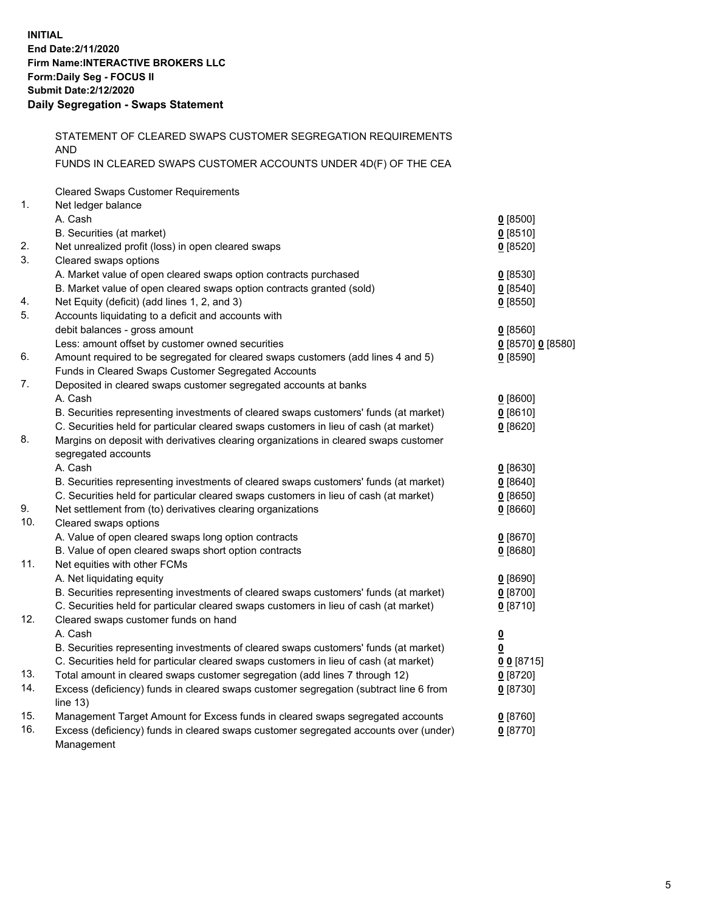**INITIAL**
**End Date:2/11/2020**
**Firm Name:INTERACTIVE BROKERS LLC**
**Form:Daily Seg - FOCUS II**
**Submit Date:2/12/2020**
**Daily Segregation - Swaps Statement**

STATEMENT OF CLEARED SWAPS CUSTOMER SEGREGATION REQUIREMENTS
AND
FUNDS IN CLEARED SWAPS CUSTOMER ACCOUNTS UNDER 4D(F) OF THE CEA

| | | |
|---|---|---|
| | Cleared Swaps Customer Requirements | |
| 1. | Net ledger balance | |
| | A. Cash | 0 [8500] |
| | B. Securities (at market) | 0 [8510] |
| 2. | Net unrealized profit (loss) in open cleared swaps | 0 [8520] |
| 3. | Cleared swaps options | |
| | A. Market value of open cleared swaps option contracts purchased | 0 [8530] |
| | B. Market value of open cleared swaps option contracts granted (sold) | 0 [8540] |
| 4. | Net Equity (deficit) (add lines 1, 2, and 3) | 0 [8550] |
| 5. | Accounts liquidating to a deficit and accounts with | |
| | debit balances - gross amount | 0 [8560] |
| | Less: amount offset by customer owned securities | 0 [8570] 0 [8580] |
| 6. | Amount required to be segregated for cleared swaps customers (add lines 4 and 5) | 0 [8590] |
| | Funds in Cleared Swaps Customer Segregated Accounts | |
| 7. | Deposited in cleared swaps customer segregated accounts at banks | |
| | A. Cash | 0 [8600] |
| | B. Securities representing investments of cleared swaps customers' funds (at market) | 0 [8610] |
| | C. Securities held for particular cleared swaps customers in lieu of cash (at market) | 0 [8620] |
| 8. | Margins on deposit with derivatives clearing organizations in cleared swaps customer segregated accounts | |
| | A. Cash | 0 [8630] |
| | B. Securities representing investments of cleared swaps customers' funds (at market) | 0 [8640] |
| | C. Securities held for particular cleared swaps customers in lieu of cash (at market) | 0 [8650] |
| 9. | Net settlement from (to) derivatives clearing organizations | 0 [8660] |
| 10. | Cleared swaps options | |
| | A. Value of open cleared swaps long option contracts | 0 [8670] |
| | B. Value of open cleared swaps short option contracts | 0 [8680] |
| 11. | Net equities with other FCMs | |
| | A. Net liquidating equity | 0 [8690] |
| | B. Securities representing investments of cleared swaps customers' funds (at market) | 0 [8700] |
| | C. Securities held for particular cleared swaps customers in lieu of cash (at market) | 0 [8710] |
| 12. | Cleared swaps customer funds on hand | |
| | A. Cash | 0 |
| | B. Securities representing investments of cleared swaps customers' funds (at market) | 0 |
| | C. Securities held for particular cleared swaps customers in lieu of cash (at market) | 0 0 [8715] |
| 13. | Total amount in cleared swaps customer segregation (add lines 7 through 12) | 0 [8720] |
| 14. | Excess (deficiency) funds in cleared swaps customer segregation (subtract line 6 from line 13) | 0 [8730] |
| 15. | Management Target Amount for Excess funds in cleared swaps segregated accounts | 0 [8760] |
| 16. | Excess (deficiency) funds in cleared swaps customer segregated accounts over (under) Management | 0 [8770] |